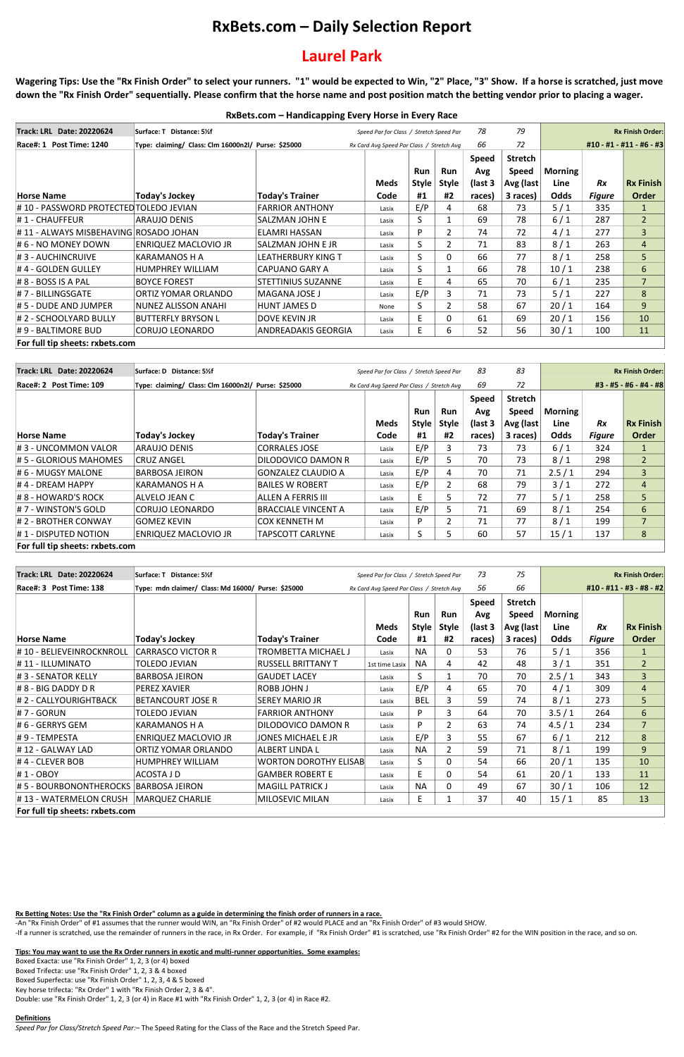# RxBets.com – Daily Selection Report

## Laurel Park

**Wagering Tips: Use the "Rx Finish Order" to select your runners. "1" would be expected to Win, "2" Place, "3" Show. If a horse is scratched, just move down the "Rx Finish Order" sequentially. Please confirm that the horse name and post position match the betting vendor prior to placing a wager.**

**RxBets.com – Handicapping Every Horse in Every Race**

| Track: LRL Date: 20220624 | Surface: T Distance: 5½f | | Speed Par for Class / Stretch Speed Par | | | 78 | 79 | | | Rx Finish Order: |
|---|---|---|---|---|---|---|---|---|---|---|
| Race#: 1 Post Time: 1240 | Type: claiming/ Class: Clm 16000n2l/ Purse: $25000 | | Rx Card Avg Speed Par Class / Stretch Avg | | | 66 | 72 | | | #10 - #1 - #11 - #6 - #3 |
| Horse Name | Today's Jockey | Today's Trainer | Meds Code | Run Style #1 | Run Style #2 | Speed Avg (last 3 races) | Stretch Speed Avg (last 3 races) | Morning Line Odds | Rx Figure | Rx Finish Order |
| # 10 - PASSWORD PROTECTED | TOLEDO JEVIAN | FARRIOR ANTHONY | Lasix | E/P | 4 | 68 | 73 | 5 / 1 | 335 | 1 |
| # 1 - CHAUFFEUR | ARAUJO DENIS | SALZMAN JOHN E | Lasix | S | 1 | 69 | 78 | 6 / 1 | 287 | 2 |
| # 11 - ALWAYS MISBEHAVING | ROSADO JOHAN | ELAMRI HASSAN | Lasix | P | 2 | 74 | 72 | 4 / 1 | 277 | 3 |
| # 6 - NO MONEY DOWN | ENRIQUEZ MACLOVIO JR | SALZMAN JOHN E JR | Lasix | S | 2 | 71 | 83 | 8 / 1 | 263 | 4 |
| # 3 - AUCHINCRUIVE | KARAMANOS H A | LEATHERBURY KING T | Lasix | S | 0 | 66 | 77 | 8 / 1 | 258 | 5 |
| # 4 - GOLDEN GULLEY | HUMPHREY WILLIAM | CAPUANO GARY A | Lasix | S | 1 | 66 | 78 | 10 / 1 | 238 | 6 |
| # 8 - BOSS IS A PAL | BOYCE FOREST | STETTINIUS SUZANNE | Lasix | E | 4 | 65 | 70 | 6 / 1 | 235 | 7 |
| # 7 - BILLINGSGATE | ORTIZ YOMAR ORLANDO | MAGANA JOSE J | Lasix | E/P | 3 | 71 | 73 | 5 / 1 | 227 | 8 |
| # 5 - DUDE AND JUMPER | NUNEZ ALISSON ANAHI | HUNT JAMES D | None | S | 2 | 58 | 67 | 20 / 1 | 164 | 9 |
| # 2 - SCHOOLYARD BULLY | BUTTERFLY BRYSON L | DOVE KEVIN JR | Lasix | E | 0 | 61 | 69 | 20 / 1 | 156 | 10 |
| # 9 - BALTIMORE BUD | CORUJO LEONARDO | ANDREADAKIS GEORGIA | Lasix | E | 6 | 52 | 56 | 30 / 1 | 100 | 11 |
| For full tip sheets: rxbets.com | | | | | | | | | | |

| Track: LRL Date: 20220624 | Surface: D Distance: 5½f | | Speed Par for Class / Stretch Speed Par | | | 83 | 83 | | | Rx Finish Order: |
|---|---|---|---|---|---|---|---|---|---|---|
| Race#: 2 Post Time: 109 | Type: claiming/ Class: Clm 16000n2l/ Purse: $25000 | | Rx Card Avg Speed Par Class / Stretch Avg | | | 69 | 72 | | | #3 - #5 - #6 - #4 - #8 |
| Horse Name | Today's Jockey | Today's Trainer | Meds Code | Run Style #1 | Run Style #2 | Speed Avg (last 3 races) | Stretch Speed Avg (last 3 races) | Morning Line Odds | Rx Figure | Rx Finish Order |
| # 3 - UNCOMMON VALOR | ARAUJO DENIS | CORRALES JOSE | Lasix | E/P | 3 | 73 | 73 | 6 / 1 | 324 | 1 |
| # 5 - GLORIOUS MAHOMES | CRUZ ANGEL | DILODOVICO DAMON R | Lasix | E/P | 5 | 70 | 73 | 8 / 1 | 298 | 2 |
| # 6 - MUGSY MALONE | BARBOSA JEIRON | GONZALEZ CLAUDIO A | Lasix | E/P | 4 | 70 | 71 | 2.5 / 1 | 294 | 3 |
| # 4 - DREAM HAPPY | KARAMANOS H A | BAILES W ROBERT | Lasix | E/P | 2 | 68 | 79 | 3 / 1 | 272 | 4 |
| # 8 - HOWARD'S ROCK | ALVELO JEAN C | ALLEN A FERRIS III | Lasix | E | 5 | 72 | 77 | 5 / 1 | 258 | 5 |
| # 7 - WINSTON'S GOLD | CORUJO LEONARDO | BRACCIALE VINCENT A | Lasix | E/P | 5 | 71 | 69 | 8 / 1 | 254 | 6 |
| # 2 - BROTHER CONWAY | GOMEZ KEVIN | COX KENNETH M | Lasix | P | 2 | 71 | 77 | 8 / 1 | 199 | 7 |
| # 1 - DISPUTED NOTION | ENRIQUEZ MACLOVIO JR | TAPSCOTT CARLYNE | Lasix | S | 5 | 60 | 57 | 15 / 1 | 137 | 8 |
| For full tip sheets: rxbets.com | | | | | | | | | | |

| Track: LRL Date: 20220624 | Surface: T Distance: 5½f | | Speed Par for Class / Stretch Speed Par | | | 73 | 75 | | | Rx Finish Order: |
|---|---|---|---|---|---|---|---|---|---|---|
| Race#: 3 Post Time: 138 | Type: mdn claimer/ Class: Md 16000/ Purse: $25000 | | Rx Card Avg Speed Par Class / Stretch Avg | | | 56 | 66 | | | #10 - #11 - #3 - #8 - #2 |
| Horse Name | Today's Jockey | Today's Trainer | Meds Code | Run Style #1 | Run Style #2 | Speed Avg (last 3 races) | Stretch Speed Avg (last 3 races) | Morning Line Odds | Rx Figure | Rx Finish Order |
| # 10 - BELIEVEINROCKNROLL | CARRASCO VICTOR R | TROMBETTA MICHAEL J | Lasix | NA | 0 | 53 | 76 | 5 / 1 | 356 | 1 |
| # 11 - ILLUMINATO | TOLEDO JEVIAN | RUSSELL BRITTANY T | 1st time Lasix | NA | 4 | 42 | 48 | 3 / 1 | 351 | 2 |
| # 3 - SENATOR KELLY | BARBOSA JEIRON | GAUDET LACEY | Lasix | S | 1 | 70 | 70 | 2.5 / 1 | 343 | 3 |
| # 8 - BIG DADDY D R | PEREZ XAVIER | ROBB JOHN J | Lasix | E/P | 4 | 65 | 70 | 4 / 1 | 309 | 4 |
| # 2 - CALLYOURIGHTBACK | BETANCOURT JOSE R | SEREY MARIO JR | Lasix | BEL | 3 | 59 | 74 | 8 / 1 | 273 | 5 |
| # 7 - GORUN | TOLEDO JEVIAN | FARRIOR ANTHONY | Lasix | P | 3 | 64 | 70 | 3.5 / 1 | 264 | 6 |
| # 6 - GERRYS GEM | KARAMANOS H A | DILODOVICO DAMON R | Lasix | P | 2 | 63 | 74 | 4.5 / 1 | 234 | 7 |
| # 9 - TEMPESTA | ENRIQUEZ MACLOVIO JR | JONES MICHAEL E JR | Lasix | E/P | 3 | 55 | 67 | 6 / 1 | 212 | 8 |
| # 12 - GALWAY LAD | ORTIZ YOMAR ORLANDO | ALBERT LINDA L | Lasix | NA | 2 | 59 | 71 | 8 / 1 | 199 | 9 |
| # 4 - CLEVER BOB | HUMPHREY WILLIAM | WORTON DOROTHY ELISAB | Lasix | S | 0 | 54 | 66 | 20 / 1 | 135 | 10 |
| # 1 - OBOY | ACOSTA J D | GAMBER ROBERT E | Lasix | E | 0 | 54 | 61 | 20 / 1 | 133 | 11 |
| # 5 - BOURBONONTHEROCKS | BARBOSA JEIRON | MAGILL PATRICK J | Lasix | NA | 0 | 49 | 67 | 30 / 1 | 106 | 12 |
| # 13 - WATERMELON CRUSH | MARQUEZ CHARLIE | MILOSEVIC MILAN | Lasix | E | 1 | 37 | 40 | 15 / 1 | 85 | 13 |
| For full tip sheets: rxbets.com | | | | | | | | | | |

**Rx Betting Notes: Use the "Rx Finish Order" column as a guide in determining the finish order of runners in a race.**

-An "Rx Finish Order" of #1 assumes that the runner would WIN, an "Rx Finish Order" of #2 would PLACE and an "Rx Finish Order" of #3 would SHOW.

-If a runner is scratched, use the remainder of runners in the race, in Rx Order. For example, if "Rx Finish Order" #1 is scratched, use "Rx Finish Order" #2 for the WIN position in the race, and so on.

**Tips: You may want to use the Rx Order runners in exotic and multi-runner opportunities. Some examples:**

Boxed Exacta: use "Rx Finish Order" 1, 2, 3 (or 4) boxed

Boxed Trifecta: use "Rx Finish Order" 1, 2, 3 & 4 boxed

Boxed Superfecta: use "Rx Finish Order" 1, 2, 3, 4 & 5 boxed

Key horse trifecta: "Rx Order" 1 with "Rx Finish Order 2, 3 & 4".

Double: use "Rx Finish Order" 1, 2, 3 (or 4) in Race #1 with "Rx Finish Order" 1, 2, 3 (or 4) in Race #2.

**Definitions**

*Speed Par for Class/Stretch Speed Par:*– The Speed Rating for the Class of the Race and the Stretch Speed Par.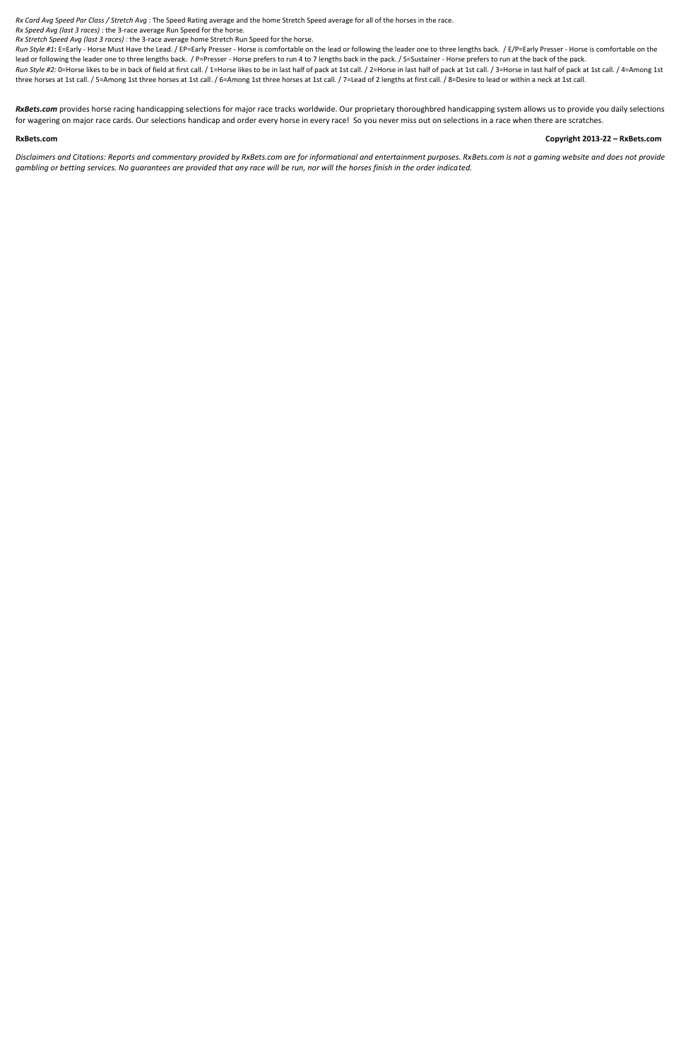*Rx Card Avg Speed Par Class / Stretch Avg* : The Speed Rating average and the home Stretch Speed average for all of the horses in the race.
*Rx Speed Avg (last 3 races)* : the 3-race average Run Speed for the horse.
*Rx Stretch Speed Avg (last 3 races)* : the 3-race average home Stretch Run Speed for the horse.
*Run Style #1***:** E=Early - Horse Must Have the Lead. / EP=Early Presser - Horse is comfortable on the lead or following the leader one to three lengths back. / E/P=Early Presser - Horse is comfortable on the lead or following the leader one to three lengths back. / P=Presser - Horse prefers to run 4 to 7 lengths back in the pack. / S=Sustainer - Horse prefers to run at the back of the pack.
*Run Style #2:* 0=Horse likes to be in back of field at first call. / 1=Horse likes to be in last half of pack at 1st call. / 2=Horse in last half of pack at 1st call. / 3=Horse in last half of pack at 1st call. / 4=Among 1st three horses at 1st call. / 5=Among 1st three horses at 1st call. / 6=Among 1st three horses at 1st call. / 7=Lead of 2 lengths at first call. / 8=Desire to lead or within a neck at 1st call.

***RxBets.com*** provides horse racing handicapping selections for major race tracks worldwide. Our proprietary thoroughbred handicapping system allows us to provide you daily selections for wagering on major race cards. Our selections handicap and order every horse in every race! So you never miss out on selections in a race when there are scratches.

**RxBets.com** **Copyright 2013-22 – RxBets.com**

*Disclaimers and Citations: Reports and commentary provided by RxBets.com are for informational and entertainment purposes. RxBets.com is not a gaming website and does not provide gambling or betting services. No guarantees are provided that any race will be run, nor will the horses finish in the order indicated.*